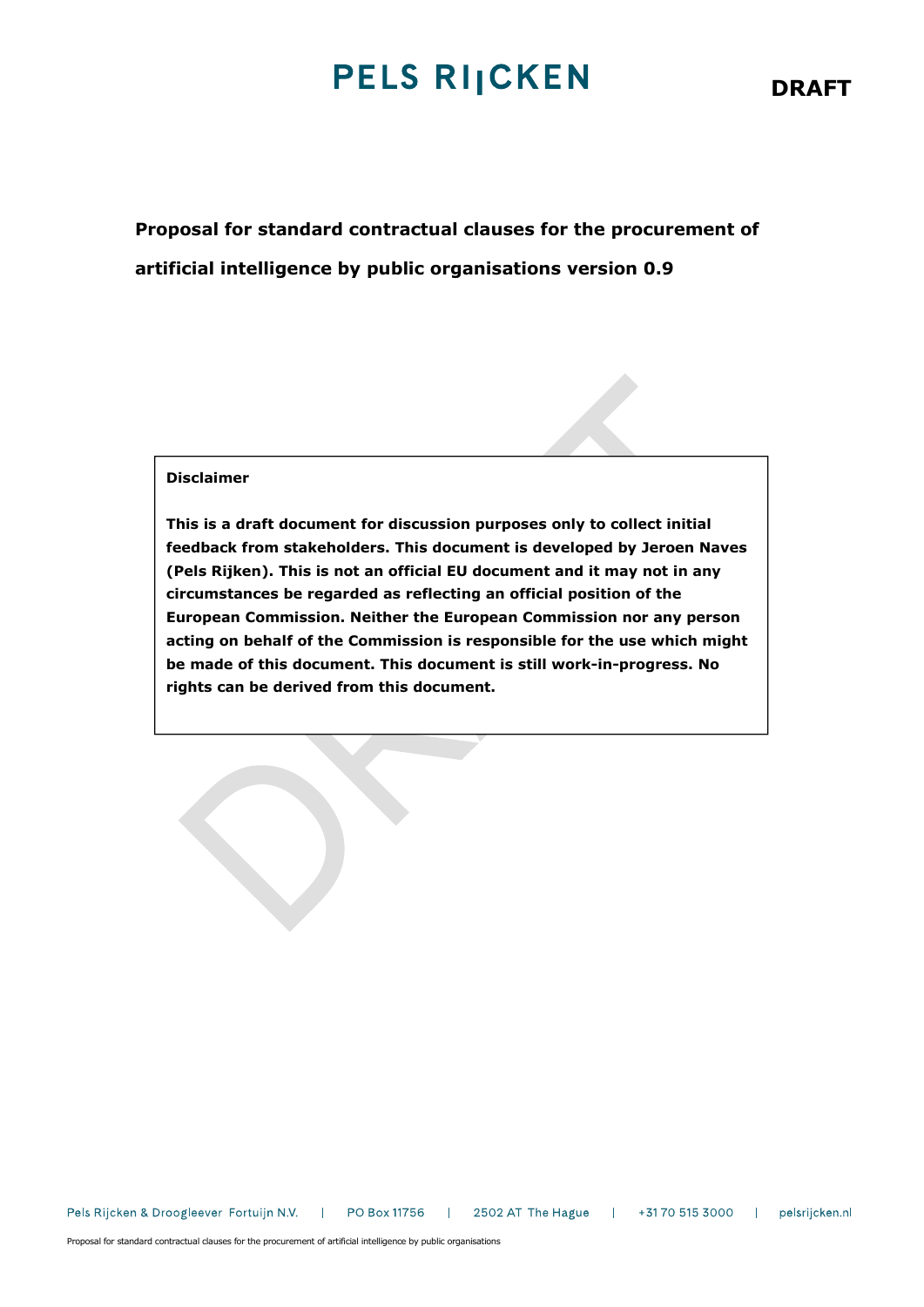PELS RIJCKEN

**DRAFT**

**Proposal for standard contractual clauses for the procurement of artificial intelligence by public organisations version 0.9**

**Disclaimer**

**This is a draft document for discussion purposes only to collect initial feedback from stakeholders. This document is developed by Jeroen Naves (Pels Rijken). This is not an official EU document and it may not in any circumstances be regarded as reflecting an official position of the European Commission. Neither the European Commission nor any person acting on behalf of the Commission is responsible for the use which might be made of this document. This document is still work-in-progress. No rights can be derived from this document.**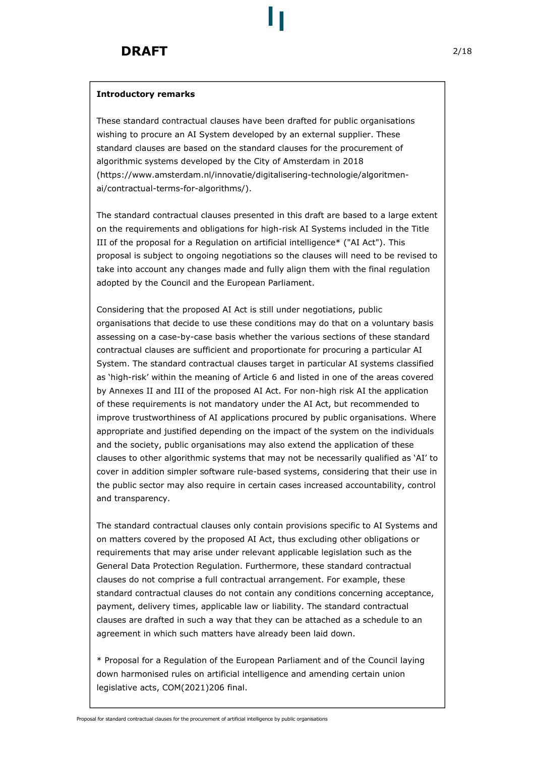**DRAFT**

**Introductory remarks**

These standard contractual clauses have been drafted for public organisations wishing to procure an AI System developed by an external supplier. These standard clauses are based on the standard clauses for the procurement of algorithmic systems developed by the City of Amsterdam in 2018 (https://www.amsterdam.nl/innovatie/digitalisering-technologie/algoritmen-ai/contractual-terms-for-algorithms/).

The standard contractual clauses presented in this draft are based to a large extent on the requirements and obligations for high-risk AI Systems included in the Title III of the proposal for a Regulation on artificial intelligence* ("AI Act"). This proposal is subject to ongoing negotiations so the clauses will need to be revised to take into account any changes made and fully align them with the final regulation adopted by the Council and the European Parliament.

Considering that the proposed AI Act is still under negotiations, public organisations that decide to use these conditions may do that on a voluntary basis assessing on a case-by-case basis whether the various sections of these standard contractual clauses are sufficient and proportionate for procuring a particular AI System. The standard contractual clauses target in particular AI systems classified as 'high-risk' within the meaning of Article 6 and listed in one of the areas covered by Annexes II and III of the proposed AI Act. For non-high risk AI the application of these requirements is not mandatory under the AI Act, but recommended to improve trustworthiness of AI applications procured by public organisations. Where appropriate and justified depending on the impact of the system on the individuals and the society, public organisations may also extend the application of these clauses to other algorithmic systems that may not be necessarily qualified as 'AI' to cover in addition simpler software rule-based systems, considering that their use in the public sector may also require in certain cases increased accountability, control and transparency.

The standard contractual clauses only contain provisions specific to AI Systems and on matters covered by the proposed AI Act, thus excluding other obligations or requirements that may arise under relevant applicable legislation such as the General Data Protection Regulation. Furthermore, these standard contractual clauses do not comprise a full contractual arrangement. For example, these standard contractual clauses do not contain any conditions concerning acceptance, payment, delivery times, applicable law or liability. The standard contractual clauses are drafted in such a way that they can be attached as a schedule to an agreement in which such matters have already been laid down.

\* Proposal for a Regulation of the European Parliament and of the Council laying down harmonised rules on artificial intelligence and amending certain union legislative acts, COM(2021)206 final.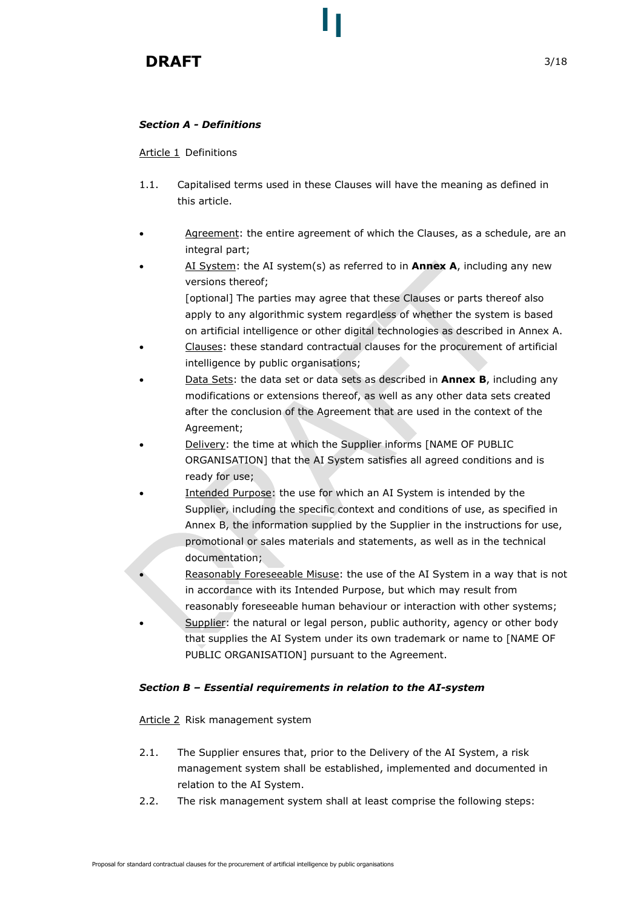***Section A - Definitions***

Article 1 Definitions

1.1. Capitalised terms used in these Clauses will have the meaning as defined in this article.

- Agreement: the entire agreement of which the Clauses, as a schedule, are an integral part;
- AI System: the AI system(s) as referred to in **Annex A**, including any new versions thereof;
  [optional] The parties may agree that these Clauses or parts thereof also apply to any algorithmic system regardless of whether the system is based on artificial intelligence or other digital technologies as described in Annex A.
- Clauses: these standard contractual clauses for the procurement of artificial intelligence by public organisations;
- Data Sets: the data set or data sets as described in **Annex B**, including any modifications or extensions thereof, as well as any other data sets created after the conclusion of the Agreement that are used in the context of the Agreement;
- Delivery: the time at which the Supplier informs [NAME OF PUBLIC ORGANISATION] that the AI System satisfies all agreed conditions and is ready for use;
- Intended Purpose: the use for which an AI System is intended by the Supplier, including the specific context and conditions of use, as specified in Annex B, the information supplied by the Supplier in the instructions for use, promotional or sales materials and statements, as well as in the technical documentation;
- Reasonably Foreseeable Misuse: the use of the AI System in a way that is not in accordance with its Intended Purpose, but which may result from reasonably foreseeable human behaviour or interaction with other systems;
- Supplier: the natural or legal person, public authority, agency or other body that supplies the AI System under its own trademark or name to [NAME OF PUBLIC ORGANISATION] pursuant to the Agreement.

***Section B – Essential requirements in relation to the AI-system***

Article 2 Risk management system

2.1. The Supplier ensures that, prior to the Delivery of the AI System, a risk management system shall be established, implemented and documented in relation to the AI System.

2.2. The risk management system shall at least comprise the following steps: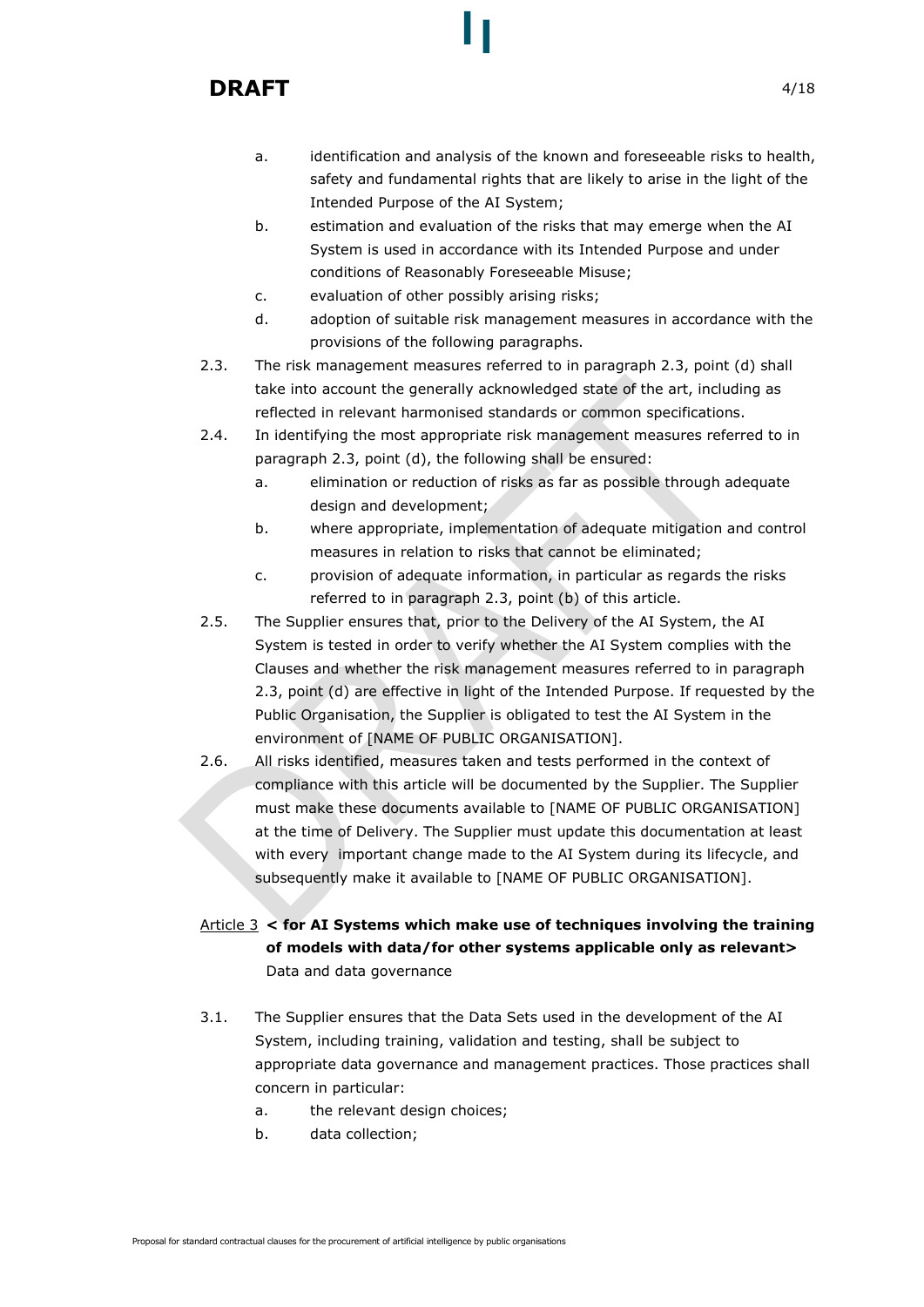a. identification and analysis of the known and foreseeable risks to health, safety and fundamental rights that are likely to arise in the light of the Intended Purpose of the AI System;

b. estimation and evaluation of the risks that may emerge when the AI System is used in accordance with its Intended Purpose and under conditions of Reasonably Foreseeable Misuse;

c. evaluation of other possibly arising risks;

d. adoption of suitable risk management measures in accordance with the provisions of the following paragraphs.

2.3. The risk management measures referred to in paragraph 2.3, point (d) shall take into account the generally acknowledged state of the art, including as reflected in relevant harmonised standards or common specifications.

2.4. In identifying the most appropriate risk management measures referred to in paragraph 2.3, point (d), the following shall be ensured:

a. elimination or reduction of risks as far as possible through adequate design and development;

b. where appropriate, implementation of adequate mitigation and control measures in relation to risks that cannot be eliminated;

c. provision of adequate information, in particular as regards the risks referred to in paragraph 2.3, point (b) of this article.

2.5. The Supplier ensures that, prior to the Delivery of the AI System, the AI System is tested in order to verify whether the AI System complies with the Clauses and whether the risk management measures referred to in paragraph 2.3, point (d) are effective in light of the Intended Purpose. If requested by the Public Organisation, the Supplier is obligated to test the AI System in the environment of [NAME OF PUBLIC ORGANISATION].

2.6. All risks identified, measures taken and tests performed in the context of compliance with this article will be documented by the Supplier. The Supplier must make these documents available to [NAME OF PUBLIC ORGANISATION] at the time of Delivery. The Supplier must update this documentation at least with every important change made to the AI System during its lifecycle, and subsequently make it available to [NAME OF PUBLIC ORGANISATION].

## Article 3 **< for AI Systems which make use of techniques involving the training of models with data/for other systems applicable only as relevant>** Data and data governance

3.1. The Supplier ensures that the Data Sets used in the development of the AI System, including training, validation and testing, shall be subject to appropriate data governance and management practices. Those practices shall concern in particular:

a. the relevant design choices;

b. data collection;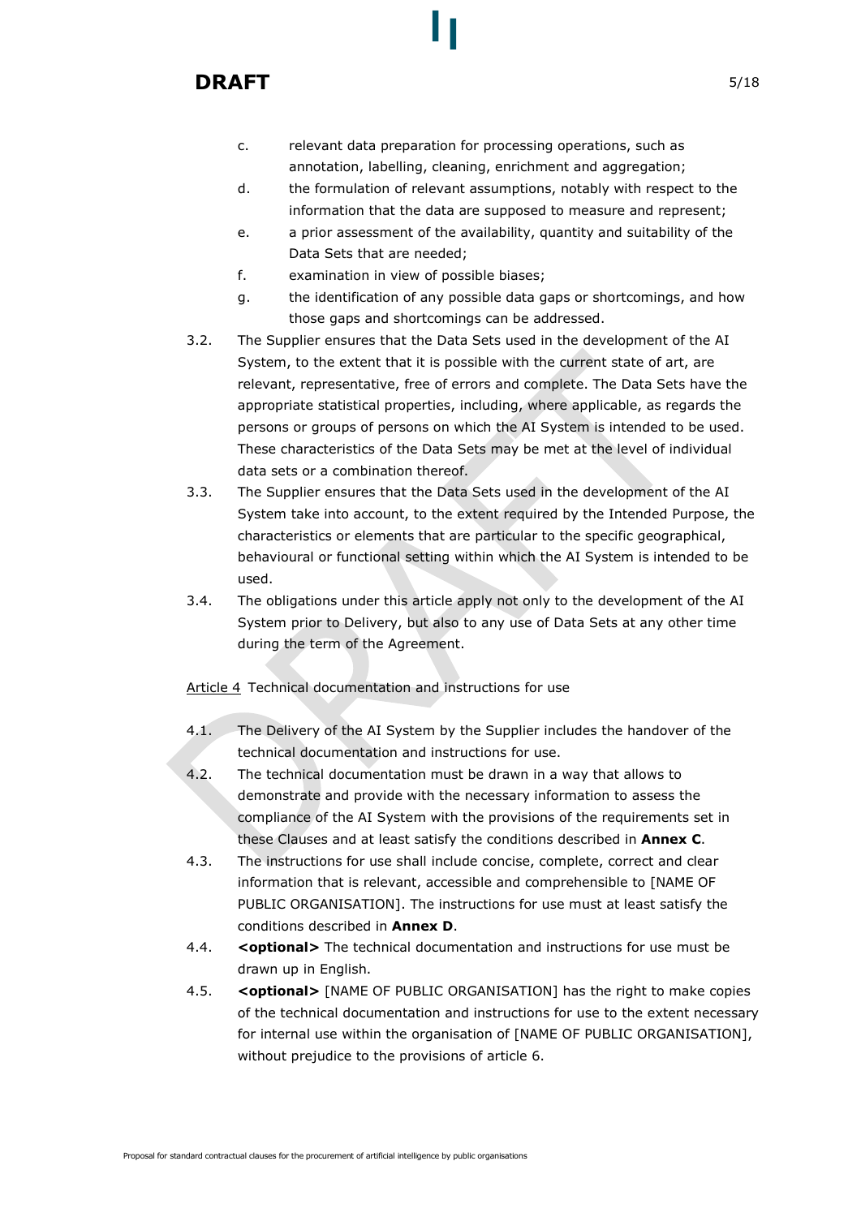c. relevant data preparation for processing operations, such as annotation, labelling, cleaning, enrichment and aggregation;

d. the formulation of relevant assumptions, notably with respect to the information that the data are supposed to measure and represent;

e. a prior assessment of the availability, quantity and suitability of the Data Sets that are needed;

f. examination in view of possible biases;

g. the identification of any possible data gaps or shortcomings, and how those gaps and shortcomings can be addressed.

3.2. The Supplier ensures that the Data Sets used in the development of the AI System, to the extent that it is possible with the current state of art, are relevant, representative, free of errors and complete. The Data Sets have the appropriate statistical properties, including, where applicable, as regards the persons or groups of persons on which the AI System is intended to be used. These characteristics of the Data Sets may be met at the level of individual data sets or a combination thereof.

3.3. The Supplier ensures that the Data Sets used in the development of the AI System take into account, to the extent required by the Intended Purpose, the characteristics or elements that are particular to the specific geographical, behavioural or functional setting within which the AI System is intended to be used.

3.4. The obligations under this article apply not only to the development of the AI System prior to Delivery, but also to any use of Data Sets at any other time during the term of the Agreement.

## Article 4 Technical documentation and instructions for use

4.1. The Delivery of the AI System by the Supplier includes the handover of the technical documentation and instructions for use.

4.2. The technical documentation must be drawn in a way that allows to demonstrate and provide with the necessary information to assess the compliance of the AI System with the provisions of the requirements set in these Clauses and at least satisfy the conditions described in **Annex C**.

4.3. The instructions for use shall include concise, complete, correct and clear information that is relevant, accessible and comprehensible to [NAME OF PUBLIC ORGANISATION]. The instructions for use must at least satisfy the conditions described in **Annex D**.

4.4. **<optional>** The technical documentation and instructions for use must be drawn up in English.

4.5. **<optional>** [NAME OF PUBLIC ORGANISATION] has the right to make copies of the technical documentation and instructions for use to the extent necessary for internal use within the organisation of [NAME OF PUBLIC ORGANISATION], without prejudice to the provisions of article 6.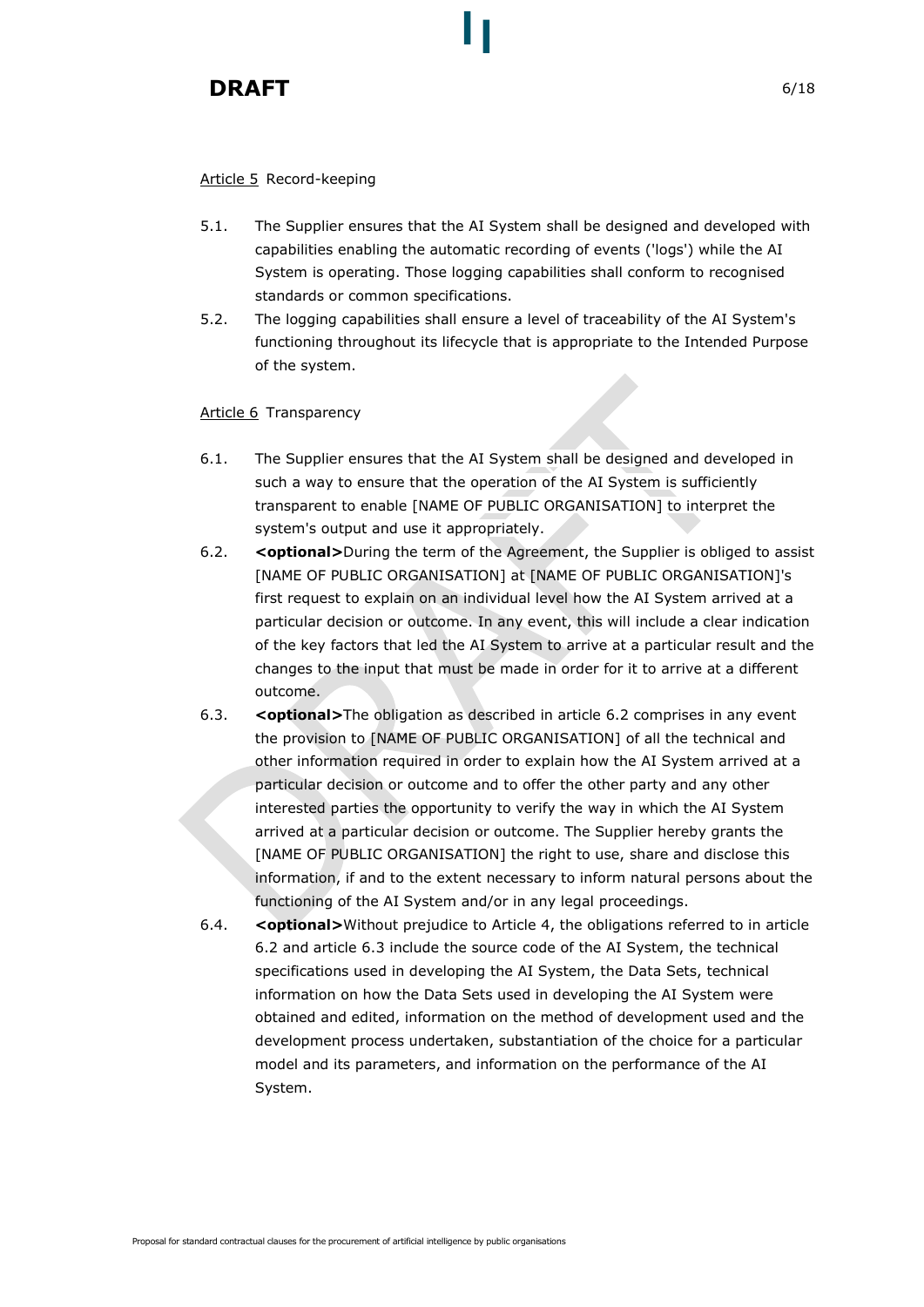Article 5 Record-keeping

5.1. The Supplier ensures that the AI System shall be designed and developed with capabilities enabling the automatic recording of events ('logs') while the AI System is operating. Those logging capabilities shall conform to recognised standards or common specifications.

5.2. The logging capabilities shall ensure a level of traceability of the AI System's functioning throughout its lifecycle that is appropriate to the Intended Purpose of the system.

Article 6 Transparency

6.1. The Supplier ensures that the AI System shall be designed and developed in such a way to ensure that the operation of the AI System is sufficiently transparent to enable [NAME OF PUBLIC ORGANISATION] to interpret the system's output and use it appropriately.

6.2. **<optional>**During the term of the Agreement, the Supplier is obliged to assist [NAME OF PUBLIC ORGANISATION] at [NAME OF PUBLIC ORGANISATION]'s first request to explain on an individual level how the AI System arrived at a particular decision or outcome. In any event, this will include a clear indication of the key factors that led the AI System to arrive at a particular result and the changes to the input that must be made in order for it to arrive at a different outcome.

6.3. **<optional>**The obligation as described in article 6.2 comprises in any event the provision to [NAME OF PUBLIC ORGANISATION] of all the technical and other information required in order to explain how the AI System arrived at a particular decision or outcome and to offer the other party and any other interested parties the opportunity to verify the way in which the AI System arrived at a particular decision or outcome. The Supplier hereby grants the [NAME OF PUBLIC ORGANISATION] the right to use, share and disclose this information, if and to the extent necessary to inform natural persons about the functioning of the AI System and/or in any legal proceedings.

6.4. **<optional>**Without prejudice to Article 4, the obligations referred to in article 6.2 and article 6.3 include the source code of the AI System, the technical specifications used in developing the AI System, the Data Sets, technical information on how the Data Sets used in developing the AI System were obtained and edited, information on the method of development used and the development process undertaken, substantiation of the choice for a particular model and its parameters, and information on the performance of the AI System.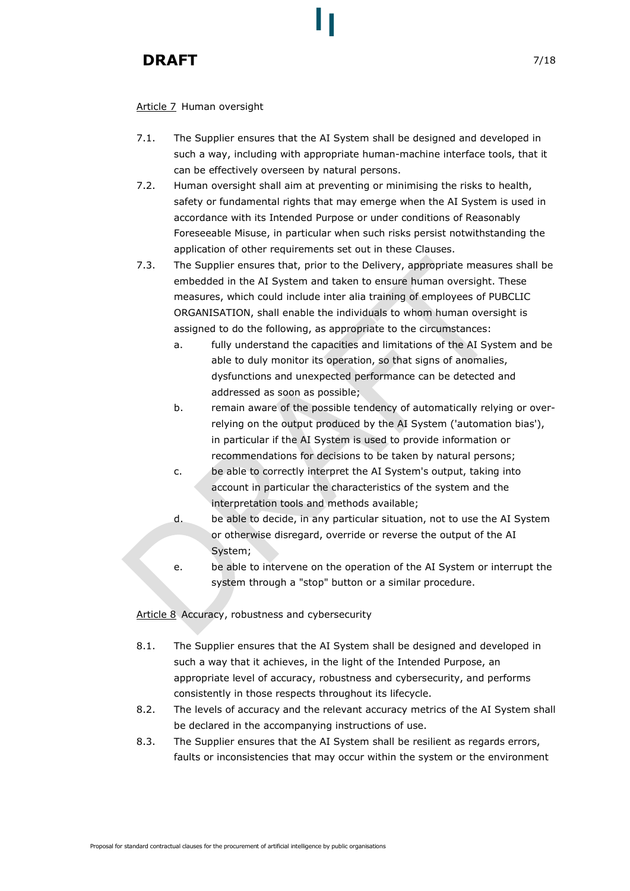Article 7 Human oversight

7.1. The Supplier ensures that the AI System shall be designed and developed in such a way, including with appropriate human-machine interface tools, that it can be effectively overseen by natural persons.

7.2. Human oversight shall aim at preventing or minimising the risks to health, safety or fundamental rights that may emerge when the AI System is used in accordance with its Intended Purpose or under conditions of Reasonably Foreseeable Misuse, in particular when such risks persist notwithstanding the application of other requirements set out in these Clauses.

7.3. The Supplier ensures that, prior to the Delivery, appropriate measures shall be embedded in the AI System and taken to ensure human oversight. These measures, which could include inter alia training of employees of PUBCLIC ORGANISATION, shall enable the individuals to whom human oversight is assigned to do the following, as appropriate to the circumstances:

   a. fully understand the capacities and limitations of the AI System and be able to duly monitor its operation, so that signs of anomalies, dysfunctions and unexpected performance can be detected and addressed as soon as possible;
   b. remain aware of the possible tendency of automatically relying or over-relying on the output produced by the AI System ('automation bias'), in particular if the AI System is used to provide information or recommendations for decisions to be taken by natural persons;
   c. be able to correctly interpret the AI System's output, taking into account in particular the characteristics of the system and the interpretation tools and methods available;
   d. be able to decide, in any particular situation, not to use the AI System or otherwise disregard, override or reverse the output of the AI System;
   e. be able to intervene on the operation of the AI System or interrupt the system through a "stop" button or a similar procedure.

Article 8 Accuracy, robustness and cybersecurity

8.1. The Supplier ensures that the AI System shall be designed and developed in such a way that it achieves, in the light of the Intended Purpose, an appropriate level of accuracy, robustness and cybersecurity, and performs consistently in those respects throughout its lifecycle.

8.2. The levels of accuracy and the relevant accuracy metrics of the AI System shall be declared in the accompanying instructions of use.

8.3. The Supplier ensures that the AI System shall be resilient as regards errors, faults or inconsistencies that may occur within the system or the environment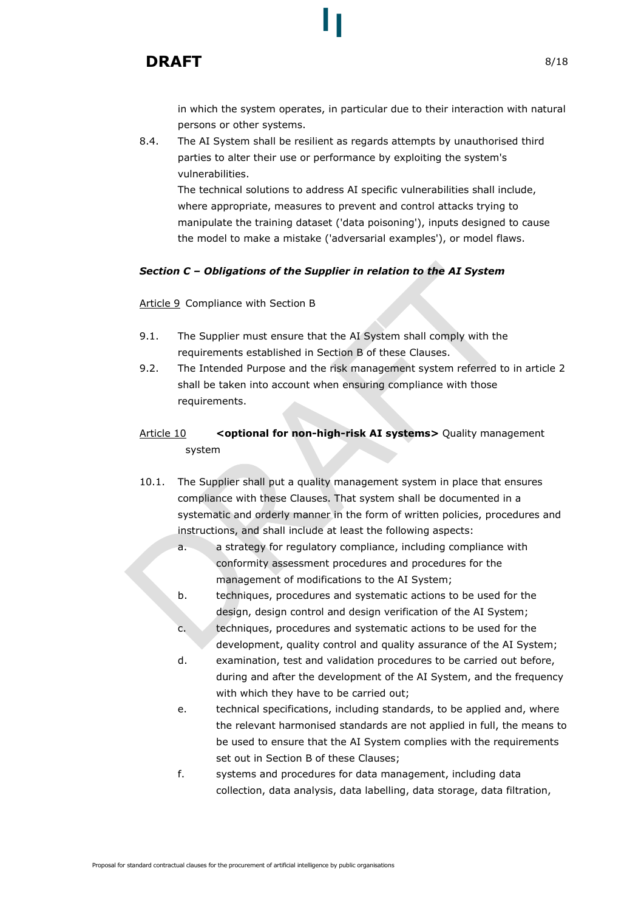in which the system operates, in particular due to their interaction with natural persons or other systems.

8.4. The AI System shall be resilient as regards attempts by unauthorised third parties to alter their use or performance by exploiting the system's vulnerabilities.
The technical solutions to address AI specific vulnerabilities shall include, where appropriate, measures to prevent and control attacks trying to manipulate the training dataset ('data poisoning'), inputs designed to cause the model to make a mistake ('adversarial examples'), or model flaws.

***Section C – Obligations of the Supplier in relation to the AI System***

Article 9 Compliance with Section B

9.1. The Supplier must ensure that the AI System shall comply with the requirements established in Section B of these Clauses.

9.2. The Intended Purpose and the risk management system referred to in article 2 shall be taken into account when ensuring compliance with those requirements.

Article 10 **<optional for non-high-risk AI systems>** Quality management system

10.1. The Supplier shall put a quality management system in place that ensures compliance with these Clauses. That system shall be documented in a systematic and orderly manner in the form of written policies, procedures and instructions, and shall include at least the following aspects:

a. a strategy for regulatory compliance, including compliance with conformity assessment procedures and procedures for the management of modifications to the AI System;

b. techniques, procedures and systematic actions to be used for the design, design control and design verification of the AI System;

c. techniques, procedures and systematic actions to be used for the development, quality control and quality assurance of the AI System;

d. examination, test and validation procedures to be carried out before, during and after the development of the AI System, and the frequency with which they have to be carried out;

e. technical specifications, including standards, to be applied and, where the relevant harmonised standards are not applied in full, the means to be used to ensure that the AI System complies with the requirements set out in Section B of these Clauses;

f. systems and procedures for data management, including data collection, data analysis, data labelling, data storage, data filtration,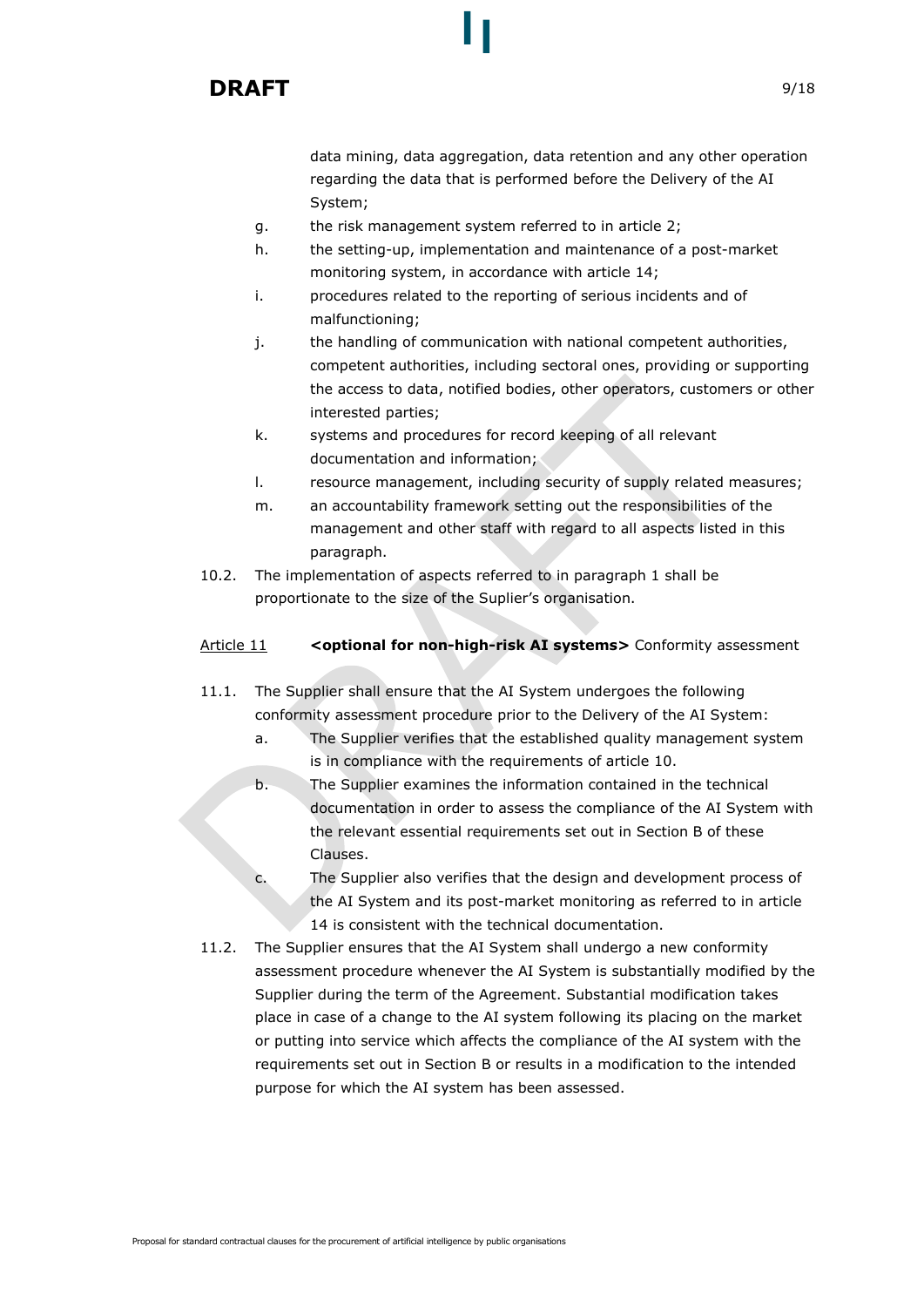data mining, data aggregation, data retention and any other operation regarding the data that is performed before the Delivery of the AI System;

g. the risk management system referred to in article 2;

h. the setting-up, implementation and maintenance of a post-market monitoring system, in accordance with article 14;

i. procedures related to the reporting of serious incidents and of malfunctioning;

j. the handling of communication with national competent authorities, competent authorities, including sectoral ones, providing or supporting the access to data, notified bodies, other operators, customers or other interested parties;

k. systems and procedures for record keeping of all relevant documentation and information;

l. resource management, including security of supply related measures;

m. an accountability framework setting out the responsibilities of the management and other staff with regard to all aspects listed in this paragraph.

10.2. The implementation of aspects referred to in paragraph 1 shall be proportionate to the size of the Suplier's organisation.

Article 11 **<optional for non-high-risk AI systems>** Conformity assessment

11.1. The Supplier shall ensure that the AI System undergoes the following conformity assessment procedure prior to the Delivery of the AI System:

a. The Supplier verifies that the established quality management system is in compliance with the requirements of article 10.

b. The Supplier examines the information contained in the technical documentation in order to assess the compliance of the AI System with the relevant essential requirements set out in Section B of these Clauses.

c. The Supplier also verifies that the design and development process of the AI System and its post-market monitoring as referred to in article 14 is consistent with the technical documentation.

11.2. The Supplier ensures that the AI System shall undergo a new conformity assessment procedure whenever the AI System is substantially modified by the Supplier during the term of the Agreement. Substantial modification takes place in case of a change to the AI system following its placing on the market or putting into service which affects the compliance of the AI system with the requirements set out in Section B or results in a modification to the intended purpose for which the AI system has been assessed.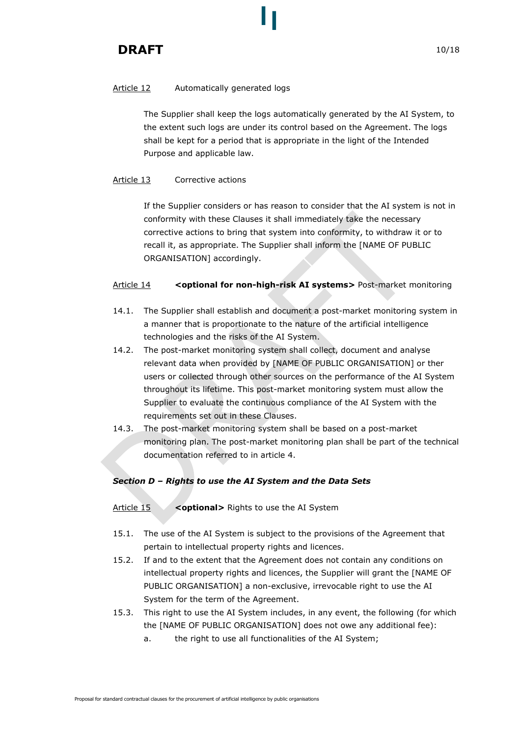Article 12 Automatically generated logs

The Supplier shall keep the logs automatically generated by the AI System, to the extent such logs are under its control based on the Agreement. The logs shall be kept for a period that is appropriate in the light of the Intended Purpose and applicable law.

Article 13 Corrective actions

If the Supplier considers or has reason to consider that the AI system is not in conformity with these Clauses it shall immediately take the necessary corrective actions to bring that system into conformity, to withdraw it or to recall it, as appropriate. The Supplier shall inform the [NAME OF PUBLIC ORGANISATION] accordingly.

Article 14 **<optional for non-high-risk AI systems>** Post-market monitoring

14.1. The Supplier shall establish and document a post-market monitoring system in a manner that is proportionate to the nature of the artificial intelligence technologies and the risks of the AI System.

14.2. The post-market monitoring system shall collect, document and analyse relevant data when provided by [NAME OF PUBLIC ORGANISATION] or ther users or collected through other sources on the performance of the AI System throughout its lifetime. This post-market monitoring system must allow the Supplier to evaluate the continuous compliance of the AI System with the requirements set out in these Clauses.

14.3. The post-market monitoring system shall be based on a post-market monitoring plan. The post-market monitoring plan shall be part of the technical documentation referred to in article 4.

***Section D – Rights to use the AI System and the Data Sets***

Article 15 **<optional>** Rights to use the AI System

15.1. The use of the AI System is subject to the provisions of the Agreement that pertain to intellectual property rights and licences.

15.2. If and to the extent that the Agreement does not contain any conditions on intellectual property rights and licences, the Supplier will grant the [NAME OF PUBLIC ORGANISATION] a non-exclusive, irrevocable right to use the AI System for the term of the Agreement.

15.3. This right to use the AI System includes, in any event, the following (for which the [NAME OF PUBLIC ORGANISATION] does not owe any additional fee):

   a. the right to use all functionalities of the AI System;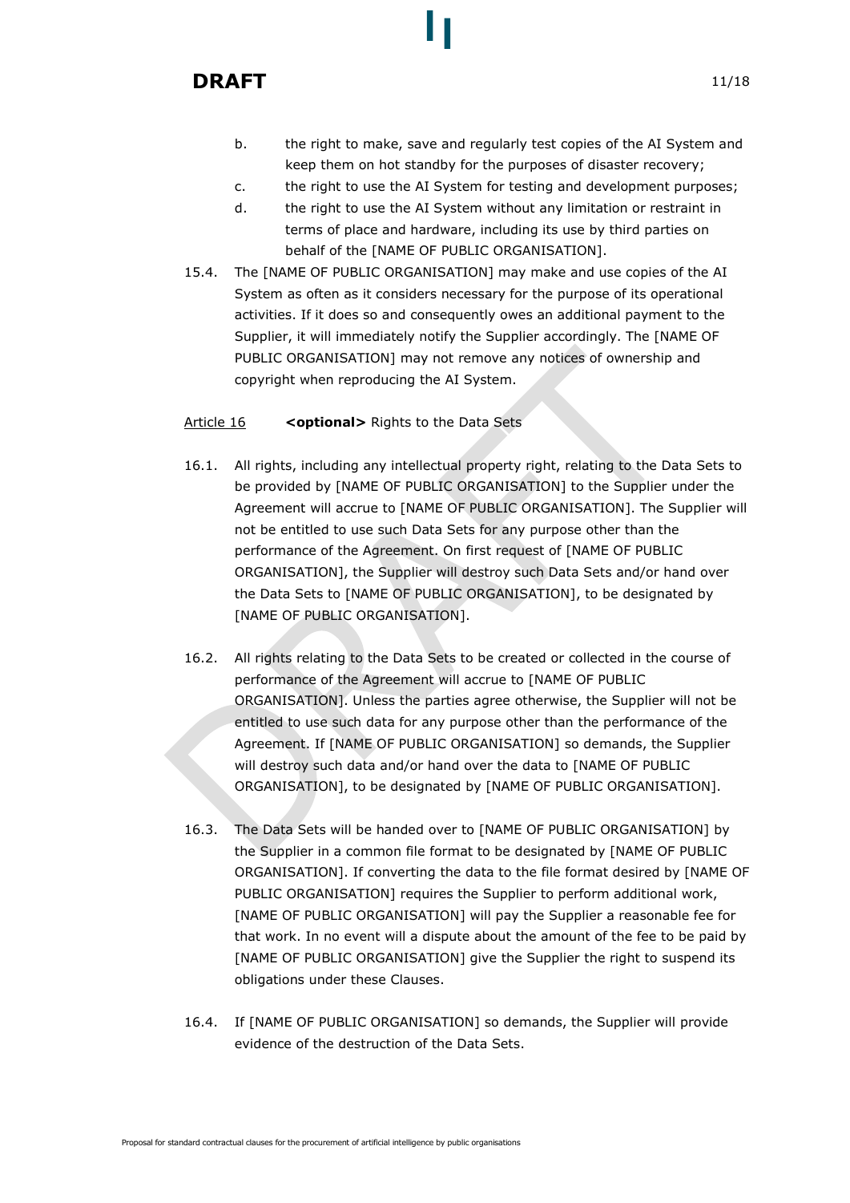b. the right to make, save and regularly test copies of the AI System and keep them on hot standby for the purposes of disaster recovery;

c. the right to use the AI System for testing and development purposes;

d. the right to use the AI System without any limitation or restraint in terms of place and hardware, including its use by third parties on behalf of the [NAME OF PUBLIC ORGANISATION].

15.4. The [NAME OF PUBLIC ORGANISATION] may make and use copies of the AI System as often as it considers necessary for the purpose of its operational activities. If it does so and consequently owes an additional payment to the Supplier, it will immediately notify the Supplier accordingly. The [NAME OF PUBLIC ORGANISATION] may not remove any notices of ownership and copyright when reproducing the AI System.

<u>Article 16</u> **<optional>** Rights to the Data Sets

16.1. All rights, including any intellectual property right, relating to the Data Sets to be provided by [NAME OF PUBLIC ORGANISATION] to the Supplier under the Agreement will accrue to [NAME OF PUBLIC ORGANISATION]. The Supplier will not be entitled to use such Data Sets for any purpose other than the performance of the Agreement. On first request of [NAME OF PUBLIC ORGANISATION], the Supplier will destroy such Data Sets and/or hand over the Data Sets to [NAME OF PUBLIC ORGANISATION], to be designated by [NAME OF PUBLIC ORGANISATION].

16.2. All rights relating to the Data Sets to be created or collected in the course of performance of the Agreement will accrue to [NAME OF PUBLIC ORGANISATION]. Unless the parties agree otherwise, the Supplier will not be entitled to use such data for any purpose other than the performance of the Agreement. If [NAME OF PUBLIC ORGANISATION] so demands, the Supplier will destroy such data and/or hand over the data to [NAME OF PUBLIC ORGANISATION], to be designated by [NAME OF PUBLIC ORGANISATION].

16.3. The Data Sets will be handed over to [NAME OF PUBLIC ORGANISATION] by the Supplier in a common file format to be designated by [NAME OF PUBLIC ORGANISATION]. If converting the data to the file format desired by [NAME OF PUBLIC ORGANISATION] requires the Supplier to perform additional work, [NAME OF PUBLIC ORGANISATION] will pay the Supplier a reasonable fee for that work. In no event will a dispute about the amount of the fee to be paid by [NAME OF PUBLIC ORGANISATION] give the Supplier the right to suspend its obligations under these Clauses.

16.4. If [NAME OF PUBLIC ORGANISATION] so demands, the Supplier will provide evidence of the destruction of the Data Sets.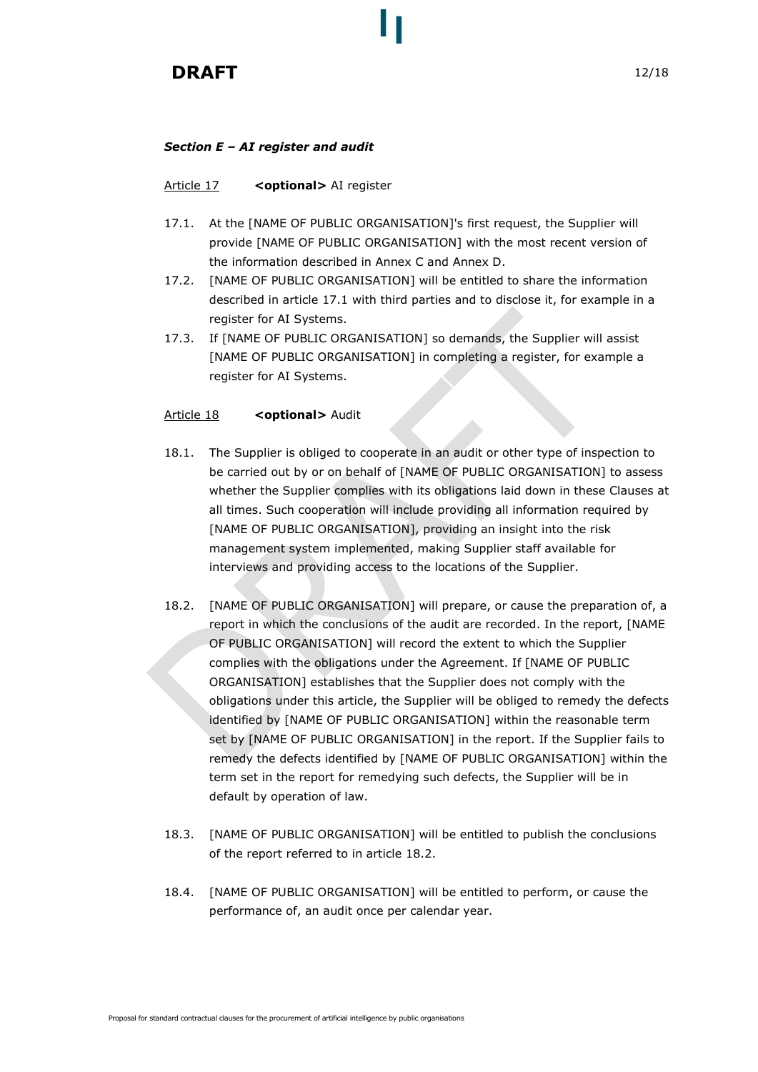***Section E – AI register and audit***

Article 17 **<optional>** AI register

17.1. At the [NAME OF PUBLIC ORGANISATION]'s first request, the Supplier will provide [NAME OF PUBLIC ORGANISATION] with the most recent version of the information described in Annex C and Annex D.

17.2. [NAME OF PUBLIC ORGANISATION] will be entitled to share the information described in article 17.1 with third parties and to disclose it, for example in a register for AI Systems.

17.3. If [NAME OF PUBLIC ORGANISATION] so demands, the Supplier will assist [NAME OF PUBLIC ORGANISATION] in completing a register, for example a register for AI Systems.

Article 18 **<optional>** Audit

18.1. The Supplier is obliged to cooperate in an audit or other type of inspection to be carried out by or on behalf of [NAME OF PUBLIC ORGANISATION] to assess whether the Supplier complies with its obligations laid down in these Clauses at all times. Such cooperation will include providing all information required by [NAME OF PUBLIC ORGANISATION], providing an insight into the risk management system implemented, making Supplier staff available for interviews and providing access to the locations of the Supplier.

18.2. [NAME OF PUBLIC ORGANISATION] will prepare, or cause the preparation of, a report in which the conclusions of the audit are recorded. In the report, [NAME OF PUBLIC ORGANISATION] will record the extent to which the Supplier complies with the obligations under the Agreement. If [NAME OF PUBLIC ORGANISATION] establishes that the Supplier does not comply with the obligations under this article, the Supplier will be obliged to remedy the defects identified by [NAME OF PUBLIC ORGANISATION] within the reasonable term set by [NAME OF PUBLIC ORGANISATION] in the report. If the Supplier fails to remedy the defects identified by [NAME OF PUBLIC ORGANISATION] within the term set in the report for remedying such defects, the Supplier will be in default by operation of law.

18.3. [NAME OF PUBLIC ORGANISATION] will be entitled to publish the conclusions of the report referred to in article 18.2.

18.4. [NAME OF PUBLIC ORGANISATION] will be entitled to perform, or cause the performance of, an audit once per calendar year.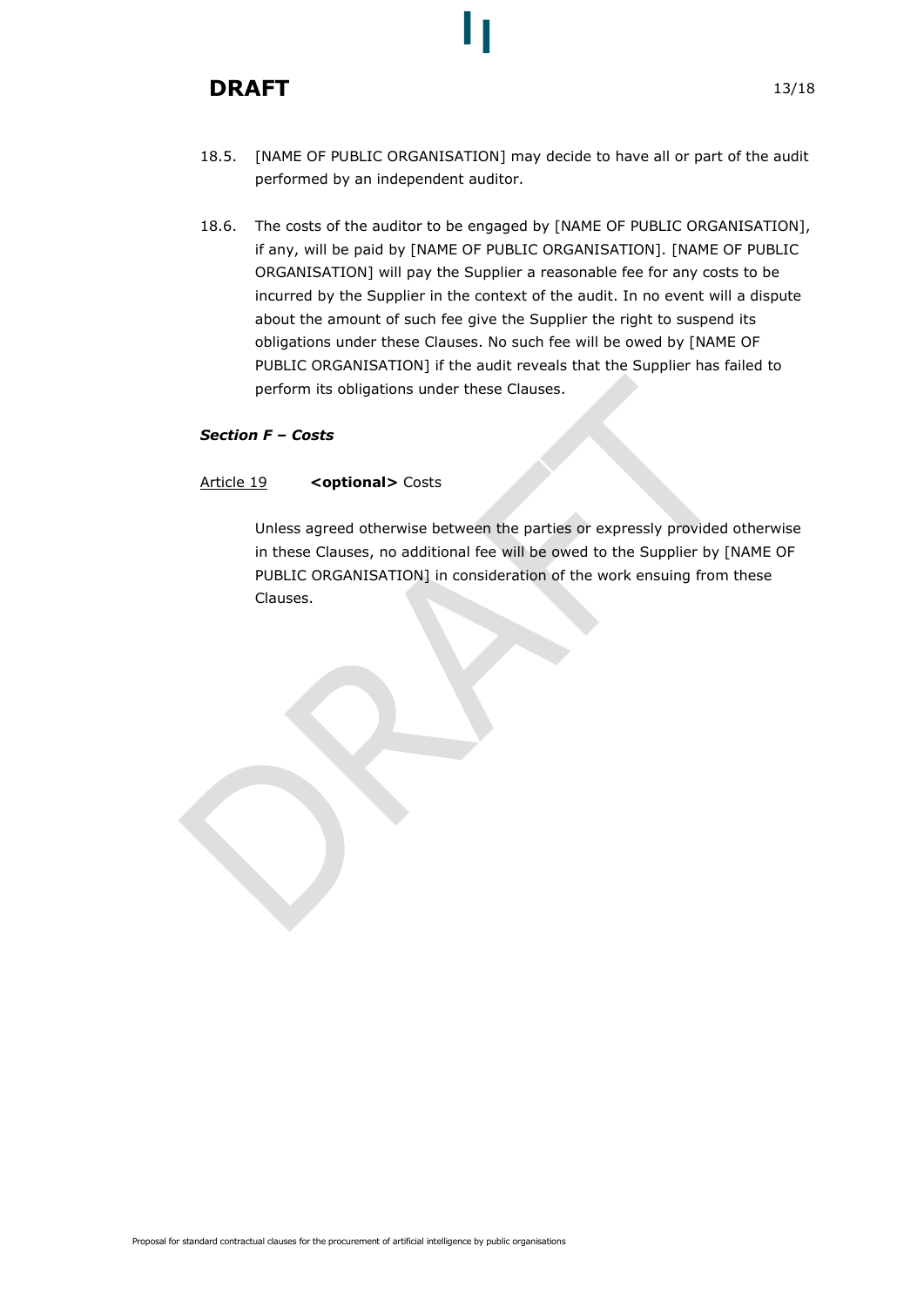18.5. [NAME OF PUBLIC ORGANISATION] may decide to have all or part of the audit performed by an independent auditor.

18.6. The costs of the auditor to be engaged by [NAME OF PUBLIC ORGANISATION], if any, will be paid by [NAME OF PUBLIC ORGANISATION]. [NAME OF PUBLIC ORGANISATION] will pay the Supplier a reasonable fee for any costs to be incurred by the Supplier in the context of the audit. In no event will a dispute about the amount of such fee give the Supplier the right to suspend its obligations under these Clauses. No such fee will be owed by [NAME OF PUBLIC ORGANISATION] if the audit reveals that the Supplier has failed to perform its obligations under these Clauses.

### *Section F – Costs*

Article 19 **<optional>** Costs

Unless agreed otherwise between the parties or expressly provided otherwise in these Clauses, no additional fee will be owed to the Supplier by [NAME OF PUBLIC ORGANISATION] in consideration of the work ensuing from these Clauses.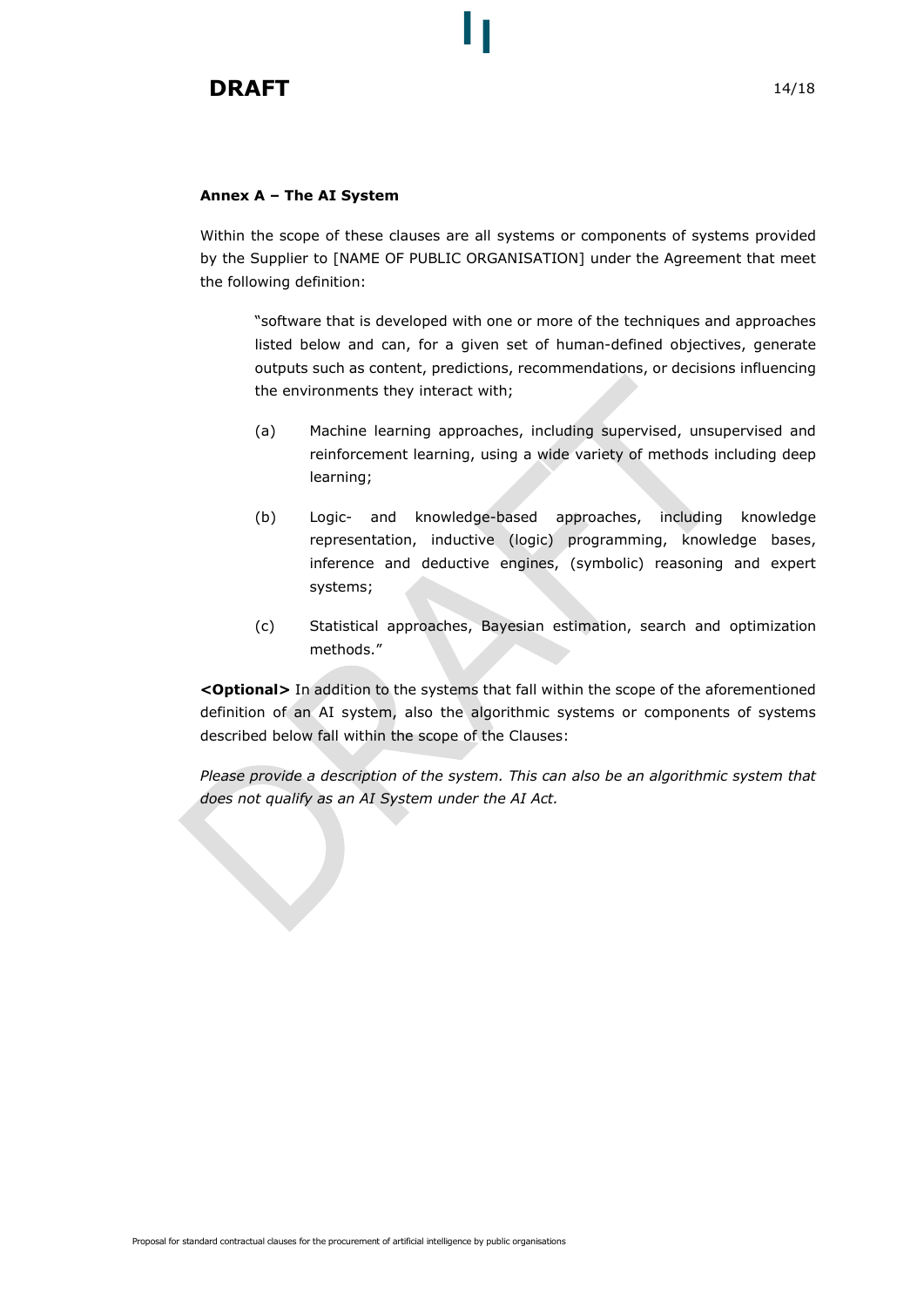**Annex A – The AI System**

Within the scope of these clauses are all systems or components of systems provided by the Supplier to [NAME OF PUBLIC ORGANISATION] under the Agreement that meet the following definition:

> "software that is developed with one or more of the techniques and approaches listed below and can, for a given set of human-defined objectives, generate outputs such as content, predictions, recommendations, or decisions influencing the environments they interact with;
>
> (a) Machine learning approaches, including supervised, unsupervised and reinforcement learning, using a wide variety of methods including deep learning;
>
> (b) Logic- and knowledge-based approaches, including knowledge representation, inductive (logic) programming, knowledge bases, inference and deductive engines, (symbolic) reasoning and expert systems;
>
> (c) Statistical approaches, Bayesian estimation, search and optimization methods."

**<Optional>** In addition to the systems that fall within the scope of the aforementioned definition of an AI system, also the algorithmic systems or components of systems described below fall within the scope of the Clauses:

*Please provide a description of the system. This can also be an algorithmic system that does not qualify as an AI System under the AI Act.*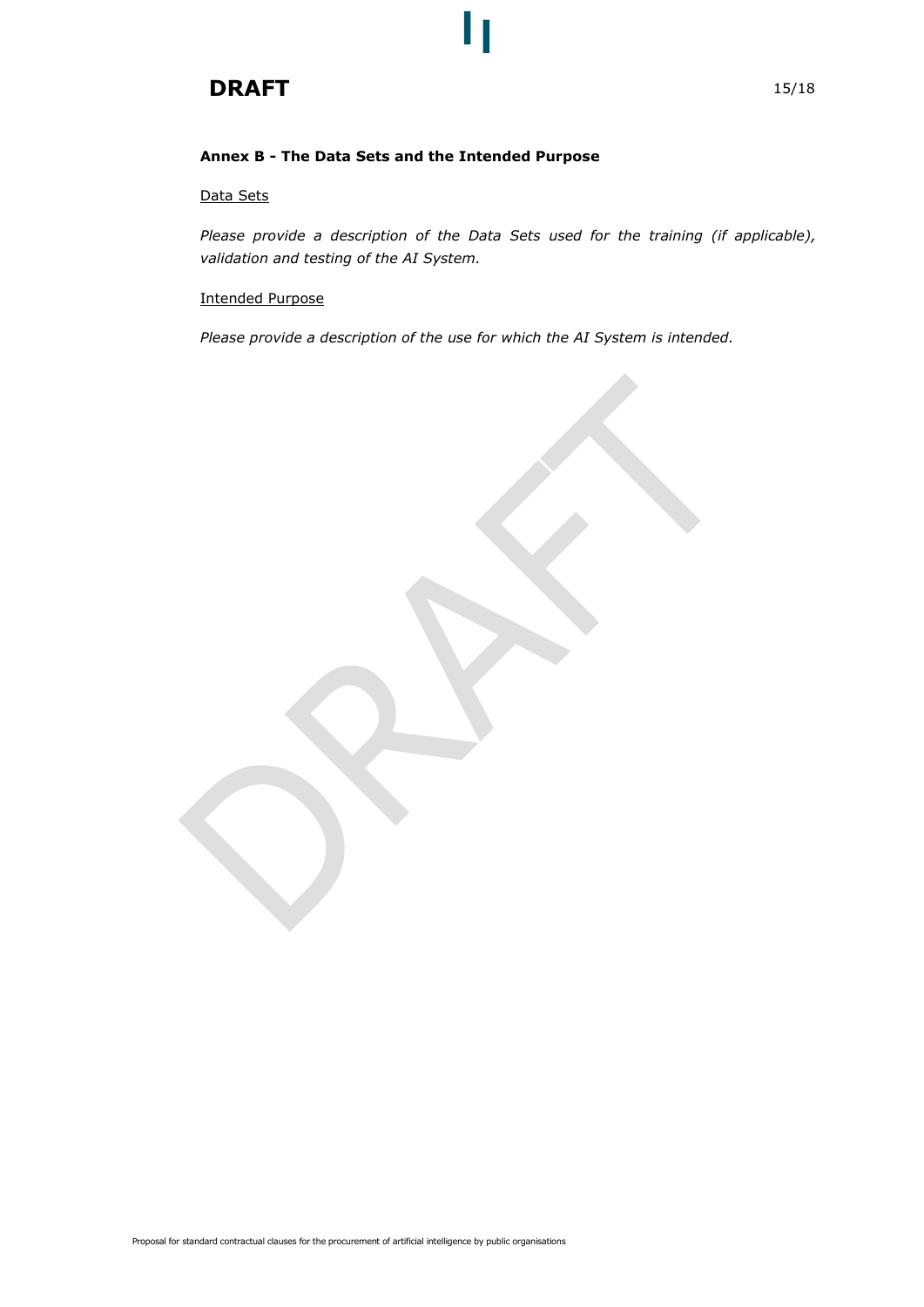**Annex B - The Data Sets and the Intended Purpose**

Data Sets

*Please provide a description of the Data Sets used for the training (if applicable), validation and testing of the AI System.*

Intended Purpose

*Please provide a description of the use for which the AI System is intended.*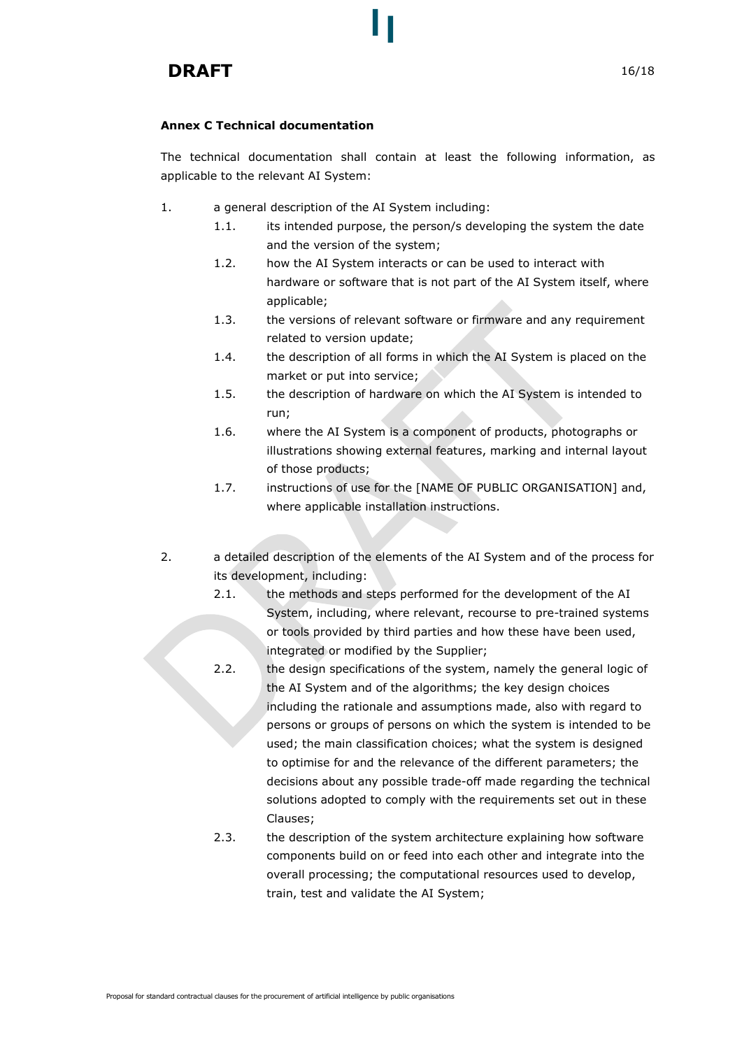### Annex C Technical documentation

The technical documentation shall contain at least the following information, as applicable to the relevant AI System:

1. a general description of the AI System including:
   1.1. its intended purpose, the person/s developing the system the date and the version of the system;
   1.2. how the AI System interacts or can be used to interact with hardware or software that is not part of the AI System itself, where applicable;
   1.3. the versions of relevant software or firmware and any requirement related to version update;
   1.4. the description of all forms in which the AI System is placed on the market or put into service;
   1.5. the description of hardware on which the AI System is intended to run;
   1.6. where the AI System is a component of products, photographs or illustrations showing external features, marking and internal layout of those products;
   1.7. instructions of use for the [NAME OF PUBLIC ORGANISATION] and, where applicable installation instructions.

2. a detailed description of the elements of the AI System and of the process for its development, including:
   2.1. the methods and steps performed for the development of the AI System, including, where relevant, recourse to pre-trained systems or tools provided by third parties and how these have been used, integrated or modified by the Supplier;
   2.2. the design specifications of the system, namely the general logic of the AI System and of the algorithms; the key design choices including the rationale and assumptions made, also with regard to persons or groups of persons on which the system is intended to be used; the main classification choices; what the system is designed to optimise for and the relevance of the different parameters; the decisions about any possible trade-off made regarding the technical solutions adopted to comply with the requirements set out in these Clauses;
   2.3. the description of the system architecture explaining how software components build on or feed into each other and integrate into the overall processing; the computational resources used to develop, train, test and validate the AI System;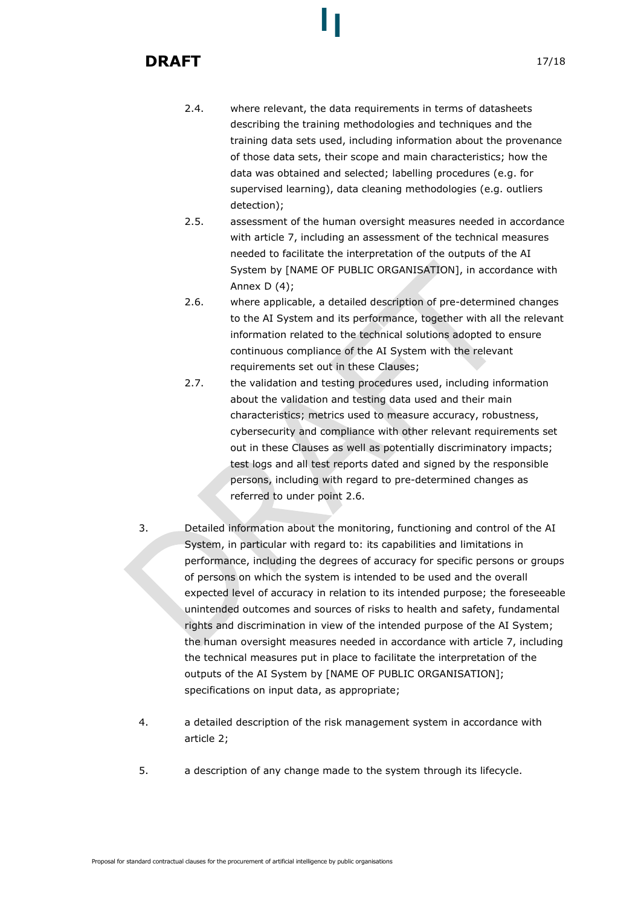2.4. where relevant, the data requirements in terms of datasheets describing the training methodologies and techniques and the training data sets used, including information about the provenance of those data sets, their scope and main characteristics; how the data was obtained and selected; labelling procedures (e.g. for supervised learning), data cleaning methodologies (e.g. outliers detection);

2.5. assessment of the human oversight measures needed in accordance with article 7, including an assessment of the technical measures needed to facilitate the interpretation of the outputs of the AI System by [NAME OF PUBLIC ORGANISATION], in accordance with Annex D (4);

2.6. where applicable, a detailed description of pre-determined changes to the AI System and its performance, together with all the relevant information related to the technical solutions adopted to ensure continuous compliance of the AI System with the relevant requirements set out in these Clauses;

2.7. the validation and testing procedures used, including information about the validation and testing data used and their main characteristics; metrics used to measure accuracy, robustness, cybersecurity and compliance with other relevant requirements set out in these Clauses as well as potentially discriminatory impacts; test logs and all test reports dated and signed by the responsible persons, including with regard to pre-determined changes as referred to under point 2.6.

3. Detailed information about the monitoring, functioning and control of the AI System, in particular with regard to: its capabilities and limitations in performance, including the degrees of accuracy for specific persons or groups of persons on which the system is intended to be used and the overall expected level of accuracy in relation to its intended purpose; the foreseeable unintended outcomes and sources of risks to health and safety, fundamental rights and discrimination in view of the intended purpose of the AI System; the human oversight measures needed in accordance with article 7, including the technical measures put in place to facilitate the interpretation of the outputs of the AI System by [NAME OF PUBLIC ORGANISATION]; specifications on input data, as appropriate;

4. a detailed description of the risk management system in accordance with article 2;

5. a description of any change made to the system through its lifecycle.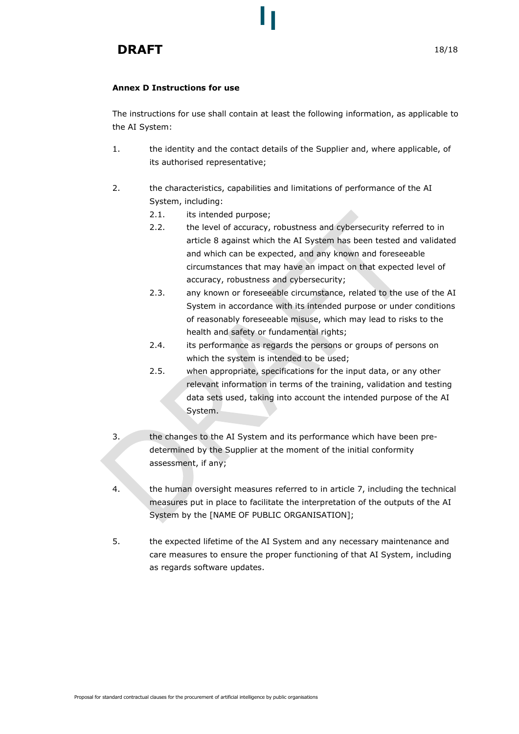**Annex D Instructions for use**

The instructions for use shall contain at least the following information, as applicable to the AI System:

1. the identity and the contact details of the Supplier and, where applicable, of its authorised representative;

2. the characteristics, capabilities and limitations of performance of the AI System, including:
   - 2.1. its intended purpose;
   - 2.2. the level of accuracy, robustness and cybersecurity referred to in article 8 against which the AI System has been tested and validated and which can be expected, and any known and foreseeable circumstances that may have an impact on that expected level of accuracy, robustness and cybersecurity;
   - 2.3. any known or foreseeable circumstance, related to the use of the AI System in accordance with its intended purpose or under conditions of reasonably foreseeable misuse, which may lead to risks to the health and safety or fundamental rights;
   - 2.4. its performance as regards the persons or groups of persons on which the system is intended to be used;
   - 2.5. when appropriate, specifications for the input data, or any other relevant information in terms of the training, validation and testing data sets used, taking into account the intended purpose of the AI System.

3. the changes to the AI System and its performance which have been pre-determined by the Supplier at the moment of the initial conformity assessment, if any;

4. the human oversight measures referred to in article 7, including the technical measures put in place to facilitate the interpretation of the outputs of the AI System by the [NAME OF PUBLIC ORGANISATION];

5. the expected lifetime of the AI System and any necessary maintenance and care measures to ensure the proper functioning of that AI System, including as regards software updates.